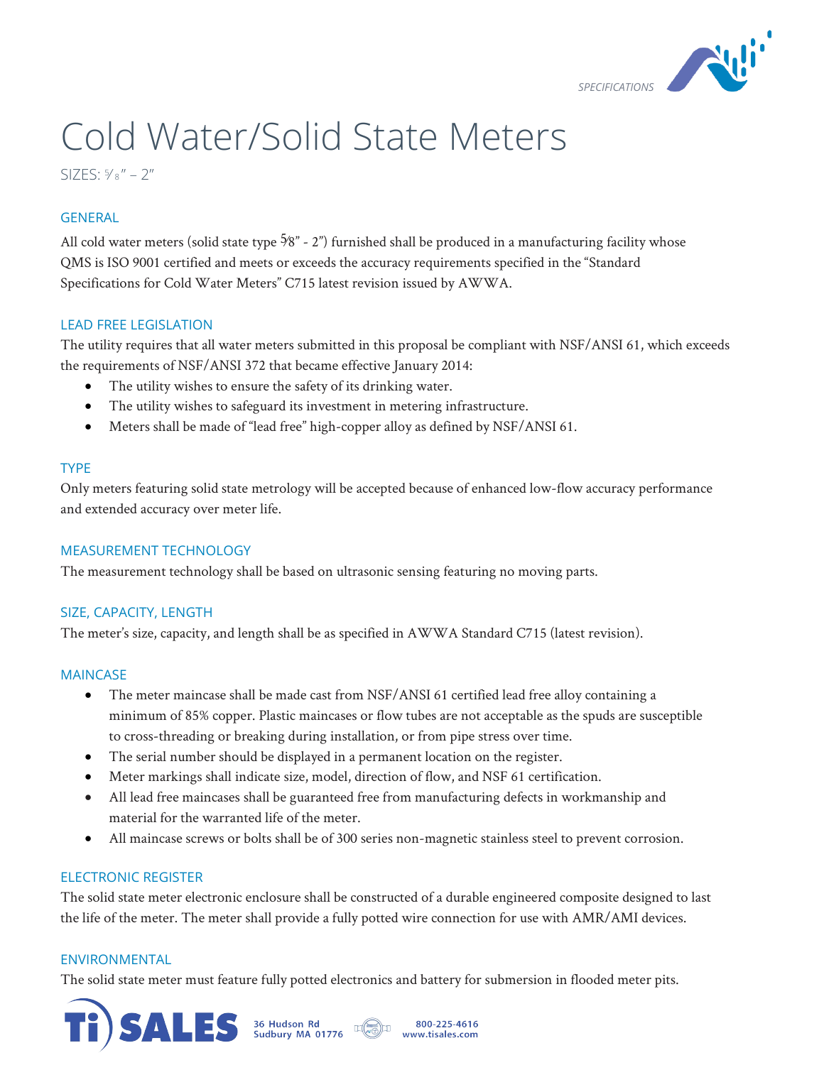SPECIFICATIONS

# Cold Water/Solid State Meters

SIZES: 5⁄8" – 2"

## GENERAL

All cold water meters (solid state type 5⁄8" - 2") furnished shall be produced in a manufacturing facility whose QMS is ISO 9001 certified and meets or exceeds the accuracy requirements specified in the "Standard Specifications for Cold Water Meters" C715 latest revision issued by AWWA.

## LEAD FREE LEGISLATION

The utility requires that all water meters submitted in this proposal be compliant with NSF/ANSI 61, which exceeds the requirements of NSF/ANSI 372 that became effective January 2014:

- The utility wishes to ensure the safety of its drinking water.
- The utility wishes to safeguard its investment in metering infrastructure.
- Meters shall be made of "lead free" high-copper alloy as defined by NSF/ANSI 61.

## TYPE

Only meters featuring solid state metrology will be accepted because of enhanced low-flow accuracy performance and extended accuracy over meter life.

## MEASUREMENT TECHNOLOGY

The measurement technology shall be based on ultrasonic sensing featuring no moving parts.

## SIZE, CAPACITY, LENGTH

The meter's size, capacity, and length shall be as specified in AWWA Standard C715 (latest revision).

## MAINCASE

- The meter maincase shall be made cast from NSF/ANSI 61 certified lead free alloy containing a minimum of 85% copper. Plastic maincases or flow tubes are not acceptable as the spuds are susceptible to cross-threading or breaking during installation, or from pipe stress over time.
- The serial number should be displayed in a permanent location on the register.
- Meter markings shall indicate size, model, direction of flow, and NSF 61 certification.
- All lead free maincases shall be guaranteed free from manufacturing defects in workmanship and material for the warranted life of the meter.
- All maincase screws or bolts shall be of 300 series non-magnetic stainless steel to prevent corrosion.

## ELECTRONIC REGISTER

The solid state meter electronic enclosure shall be constructed of a durable engineered composite designed to last the life of the meter. The meter shall provide a fully potted wire connection for use with AMR/AMI devices.

## ENVIRONMENTAL

The solid state meter must feature fully potted electronics and battery for submersion in flooded meter pits.

Ti SALES 36 Hudson Rd Sudbury MA 01776 800-225-4616 www.tisales.com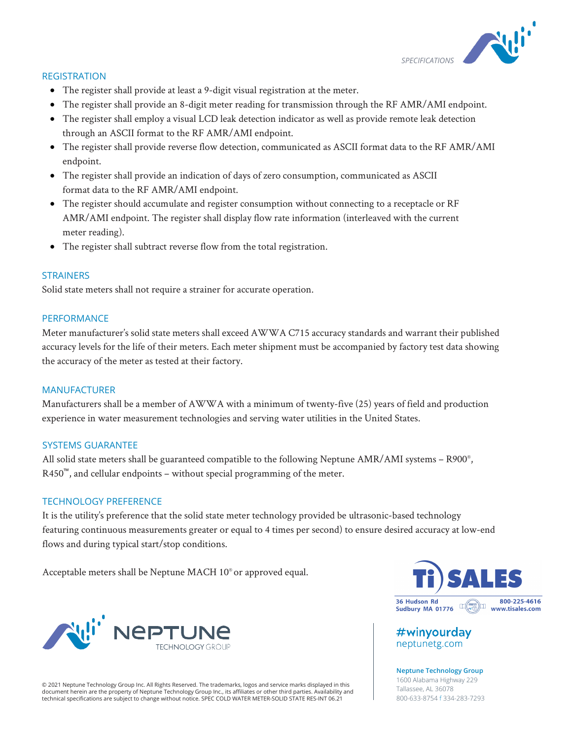## REGISTRATION

- The register shall provide at least a 9-digit visual registration at the meter.
- The register shall provide an 8-digit meter reading for transmission through the RF AMR/AMI endpoint.
- The register shall employ a visual LCD leak detection indicator as well as provide remote leak detection through an ASCII format to the RF AMR/AMI endpoint.
- The register shall provide reverse flow detection, communicated as ASCII format data to the RF AMR/AMI endpoint.
- The register shall provide an indication of days of zero consumption, communicated as ASCII format data to the RF AMR/AMI endpoint.
- The register should accumulate and register consumption without connecting to a receptacle or RF AMR/AMI endpoint. The register shall display flow rate information (interleaved with the current meter reading).
- The register shall subtract reverse flow from the total registration.

## STRAINERS

Solid state meters shall not require a strainer for accurate operation.

## PERFORMANCE

Meter manufacturer's solid state meters shall exceed AWWA C715 accuracy standards and warrant their published accuracy levels for the life of their meters. Each meter shipment must be accompanied by factory test data showing the accuracy of the meter as tested at their factory.

## MANUFACTURER

Manufacturers shall be a member of AWWA with a minimum of twenty-five (25) years of field and production experience in water measurement technologies and serving water utilities in the United States.

## SYSTEMS GUARANTEE

All solid state meters shall be guaranteed compatible to the following Neptune AMR/AMI systems – R900®, R450™, and cellular endpoints – without special programming of the meter.

## TECHNOLOGY PREFERENCE

It is the utility's preference that the solid state meter technology provided be ultrasonic-based technology featuring continuous measurements greater or equal to 4 times per second) to ensure desired accuracy at low-end flows and during typical start/stop conditions.

Acceptable meters shall be Neptune MACH 10® or approved equal.

Ti SALES
36 Hudson Rd
Sudbury MA 01776
800-225-4616
www.tisales.com

NEPTUNE TECHNOLOGY GROUP

#winyourday
neptunetg.com

**Neptune Technology Group**
1600 Alabama Highway 229
Tallassee, AL 36078
800-633-8754 f 334-283-7293

© 2021 Neptune Technology Group Inc. All Rights Reserved. The trademarks, logos and service marks displayed in this document herein are the property of Neptune Technology Group Inc., its affiliates or other third parties. Availability and technical specifications are subject to change without notice. SPEC COLD WATER METER-SOLID STATE RES-INT 06.21